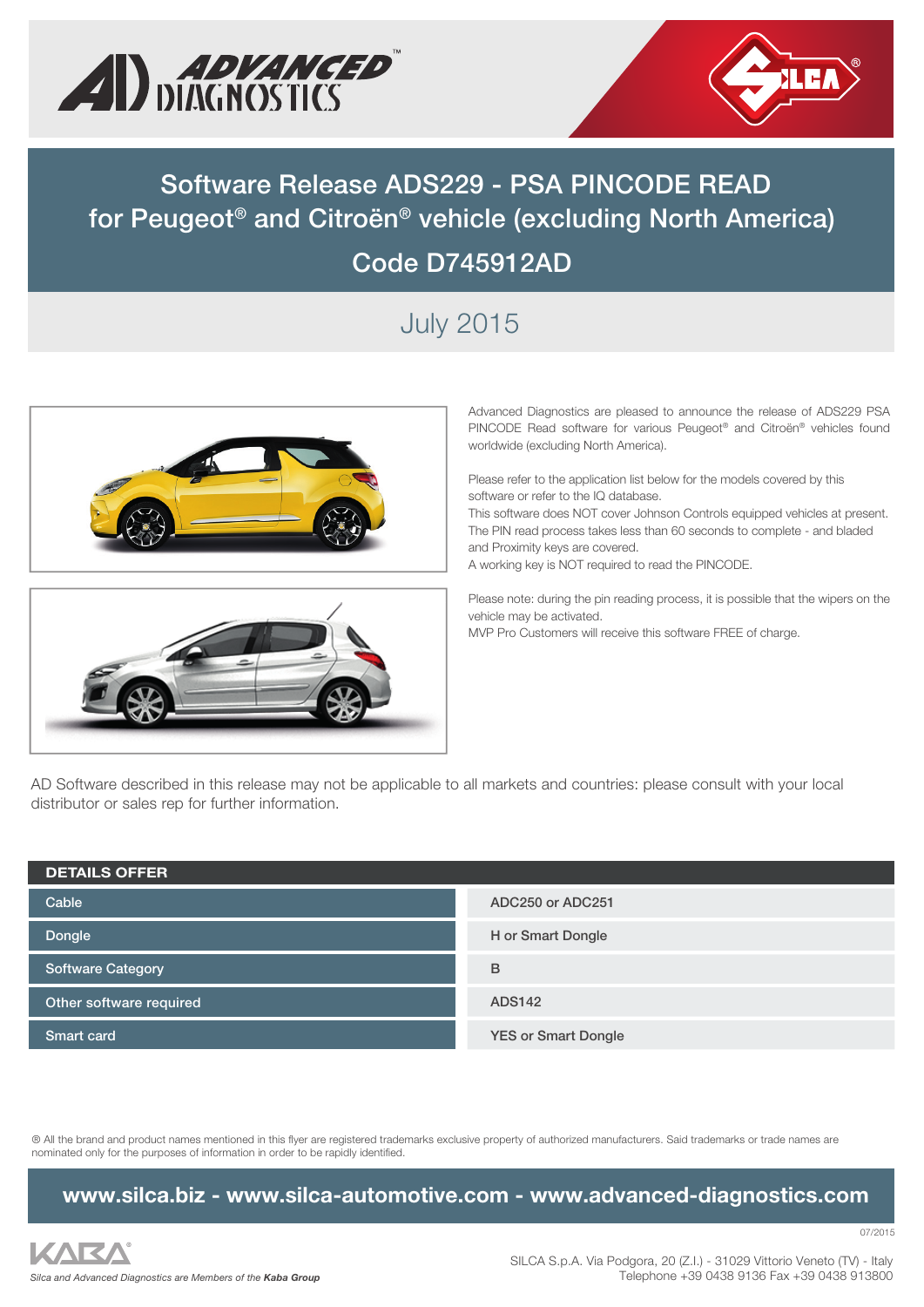# Software Release ADS229 - PSA PINCODE READ for Peugeot® and Citroën® vehicle (excluding North America)

## Code D745912AD

### July 2015

Advanced Diagnostics are pleased to announce the release of ADS229 PSA PINCODE Read software for various Peugeot® and Citroën® vehicles found worldwide (excluding North America).

Please refer to the application list below for the models covered by this software or refer to the IQ database.
This software does NOT cover Johnson Controls equipped vehicles at present.
The PIN read process takes less than 60 seconds to complete - and bladed and Proximity keys are covered.
A working key is NOT required to read the PINCODE.

Please note: during the pin reading process, it is possible that the wipers on the vehicle may be activated.
MVP Pro Customers will receive this software FREE of charge.

AD Software described in this release may not be applicable to all markets and countries: please consult with your local distributor or sales rep for further information.

| DETAILS OFFER | |
|---|---|
| Cable | ADC250 or ADC251 |
| Dongle | H or Smart Dongle |
| Software Category | B |
| Other software required | ADS142 |
| Smart card | YES or Smart Dongle |

® All the brand and product names mentioned in this flyer are registered trademarks exclusive property of authorized manufacturers. Said trademarks or trade names are nominated only for the purposes of information in order to be rapidly identified.

**www.silca.biz - www.silca-automotive.com - www.advanced-diagnostics.com**

07/2015

*Silca and Advanced Diagnostics are Members of the **Kaba Group***

SILCA S.p.A. Via Podgora, 20 (Z.I.) - 31029 Vittorio Veneto (TV) - Italy
Telephone +39 0438 9136 Fax +39 0438 913800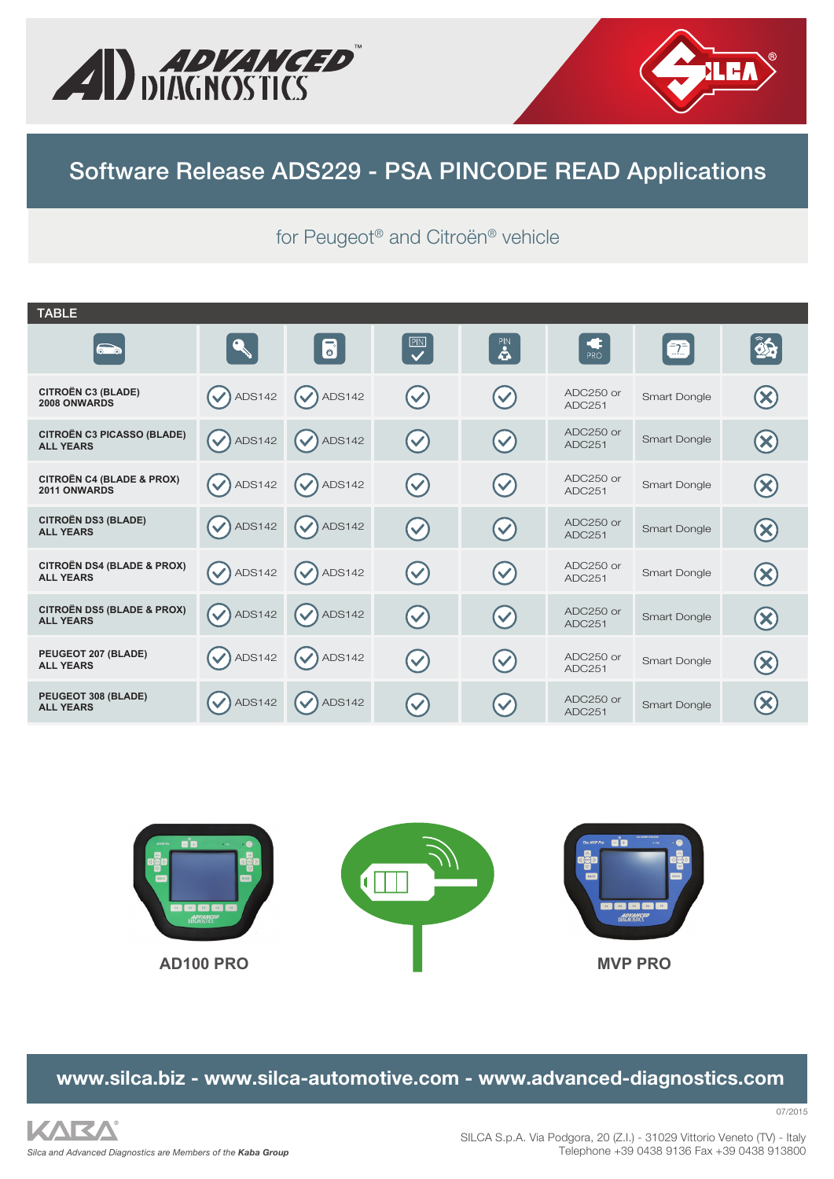# Software Release ADS229 - PSA PINCODE READ Applications

for Peugeot® and Citroën® vehicle

**TABLE**

| | | | | | | | |
|---|---|---|---|---|---|---|---|
| **CITROËN C3 (BLADE) 2008 ONWARDS** | ✓ ADS142 | ✓ ADS142 | ✓ | ✓ | ADC250 or ADC251 | Smart Dongle | ✗ |
| **CITROËN C3 PICASSO (BLADE) ALL YEARS** | ✓ ADS142 | ✓ ADS142 | ✓ | ✓ | ADC250 or ADC251 | Smart Dongle | ✗ |
| **CITROËN C4 (BLADE & PROX) 2011 ONWARDS** | ✓ ADS142 | ✓ ADS142 | ✓ | ✓ | ADC250 or ADC251 | Smart Dongle | ✗ |
| **CITROËN DS3 (BLADE) ALL YEARS** | ✓ ADS142 | ✓ ADS142 | ✓ | ✓ | ADC250 or ADC251 | Smart Dongle | ✗ |
| **CITROËN DS4 (BLADE & PROX) ALL YEARS** | ✓ ADS142 | ✓ ADS142 | ✓ | ✓ | ADC250 or ADC251 | Smart Dongle | ✗ |
| **CITROËN DS5 (BLADE & PROX) ALL YEARS** | ✓ ADS142 | ✓ ADS142 | ✓ | ✓ | ADC250 or ADC251 | Smart Dongle | ✗ |
| **PEUGEOT 207 (BLADE) ALL YEARS** | ✓ ADS142 | ✓ ADS142 | ✓ | ✓ | ADC250 or ADC251 | Smart Dongle | ✗ |
| **PEUGEOT 308 (BLADE) ALL YEARS** | ✓ ADS142 | ✓ ADS142 | ✓ | ✓ | ADC250 or ADC251 | Smart Dongle | ✗ |

**AD100 PRO**

**MVP PRO**

**www.silca.biz - www.silca-automotive.com - www.advanced-diagnostics.com**

07/2015

*Silca and Advanced Diagnostics are Members of the **Kaba Group***

SILCA S.p.A. Via Podgora, 20 (Z.I.) - 31029 Vittorio Veneto (TV) - Italy
Telephone +39 0438 9136 Fax +39 0438 913800